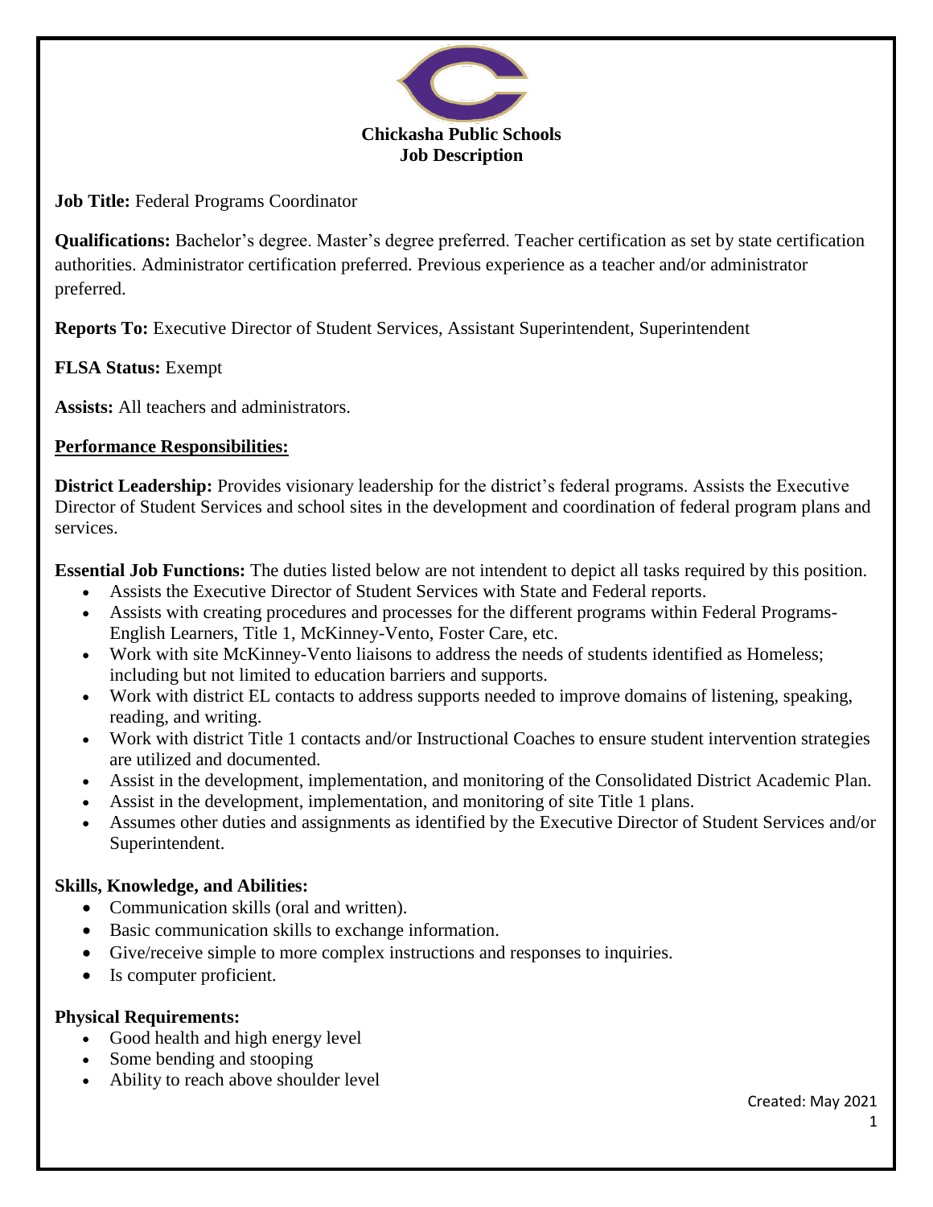**Chickasha Public Schools**
**Job Description**

**Job Title:** Federal Programs Coordinator

**Qualifications:** Bachelor's degree. Master's degree preferred. Teacher certification as set by state certification authorities. Administrator certification preferred. Previous experience as a teacher and/or administrator preferred.

**Reports To:** Executive Director of Student Services, Assistant Superintendent, Superintendent

**FLSA Status:** Exempt

**Assists:** All teachers and administrators.

**Performance Responsibilities:**

**District Leadership:** Provides visionary leadership for the district's federal programs. Assists the Executive Director of Student Services and school sites in the development and coordination of federal program plans and services.

**Essential Job Functions:** The duties listed below are not intendent to depict all tasks required by this position.

- Assists the Executive Director of Student Services with State and Federal reports.
- Assists with creating procedures and processes for the different programs within Federal Programs- English Learners, Title 1, McKinney-Vento, Foster Care, etc.
- Work with site McKinney-Vento liaisons to address the needs of students identified as Homeless; including but not limited to education barriers and supports.
- Work with district EL contacts to address supports needed to improve domains of listening, speaking, reading, and writing.
- Work with district Title 1 contacts and/or Instructional Coaches to ensure student intervention strategies are utilized and documented.
- Assist in the development, implementation, and monitoring of the Consolidated District Academic Plan.
- Assist in the development, implementation, and monitoring of site Title 1 plans.
- Assumes other duties and assignments as identified by the Executive Director of Student Services and/or Superintendent.

**Skills, Knowledge, and Abilities:**

- Communication skills (oral and written).
- Basic communication skills to exchange information.
- Give/receive simple to more complex instructions and responses to inquiries.
- Is computer proficient.

**Physical Requirements:**

- Good health and high energy level
- Some bending and stooping
- Ability to reach above shoulder level

Created: May 2021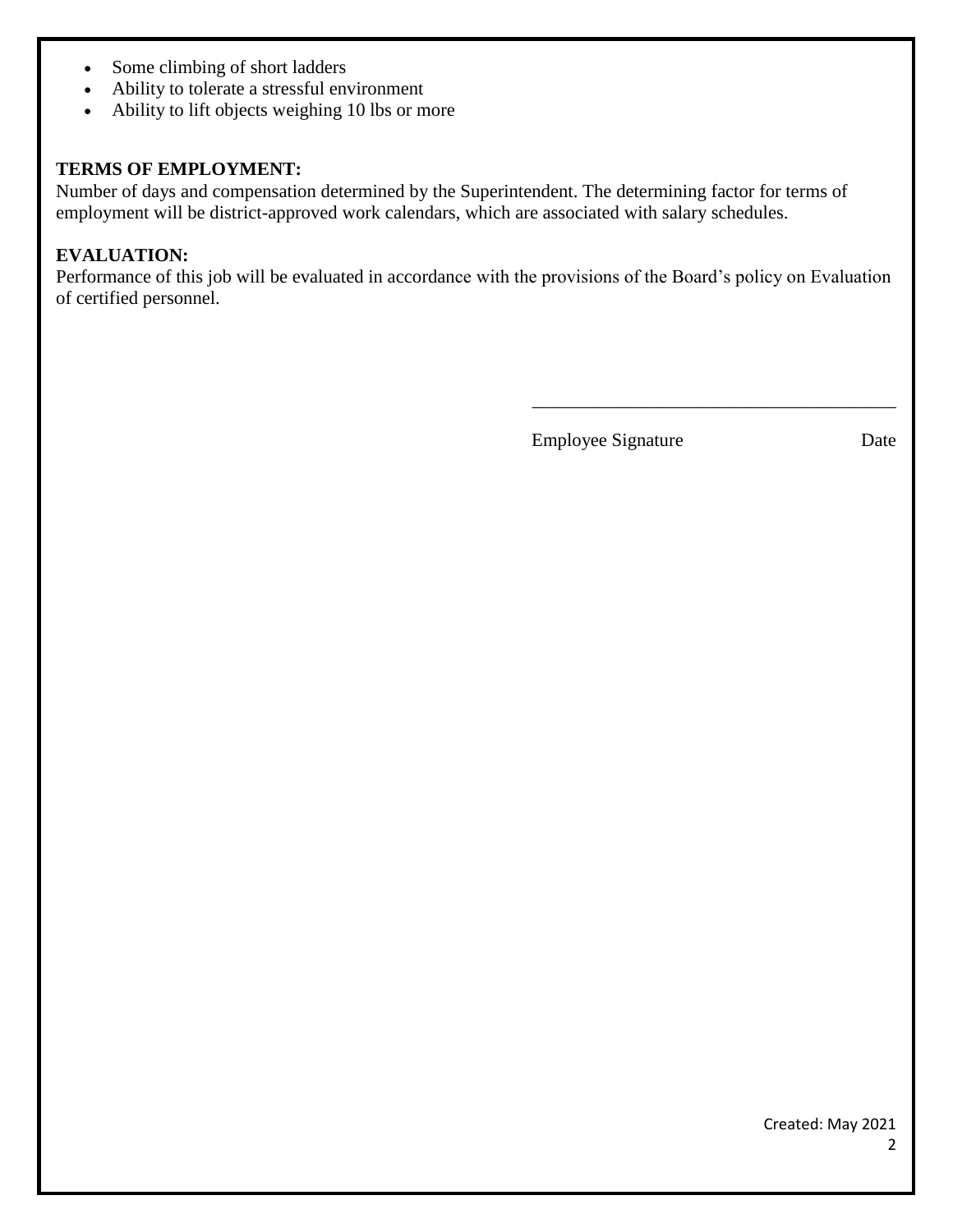- Some climbing of short ladders
- Ability to tolerate a stressful environment
- Ability to lift objects weighing 10 lbs or more

**TERMS OF EMPLOYMENT:**
Number of days and compensation determined by the Superintendent. The determining factor for terms of employment will be district-approved work calendars, which are associated with salary schedules.

**EVALUATION:**
Performance of this job will be evaluated in accordance with the provisions of the Board's policy on Evaluation of certified personnel.

\_\_\_\_\_\_\_\_\_\_\_\_\_\_\_\_\_\_\_\_\_\_\_\_\_\_\_\_\_\_\_\_\_\_\_\_\_\_\_\_

Employee Signature                    Date

Created: May 2021